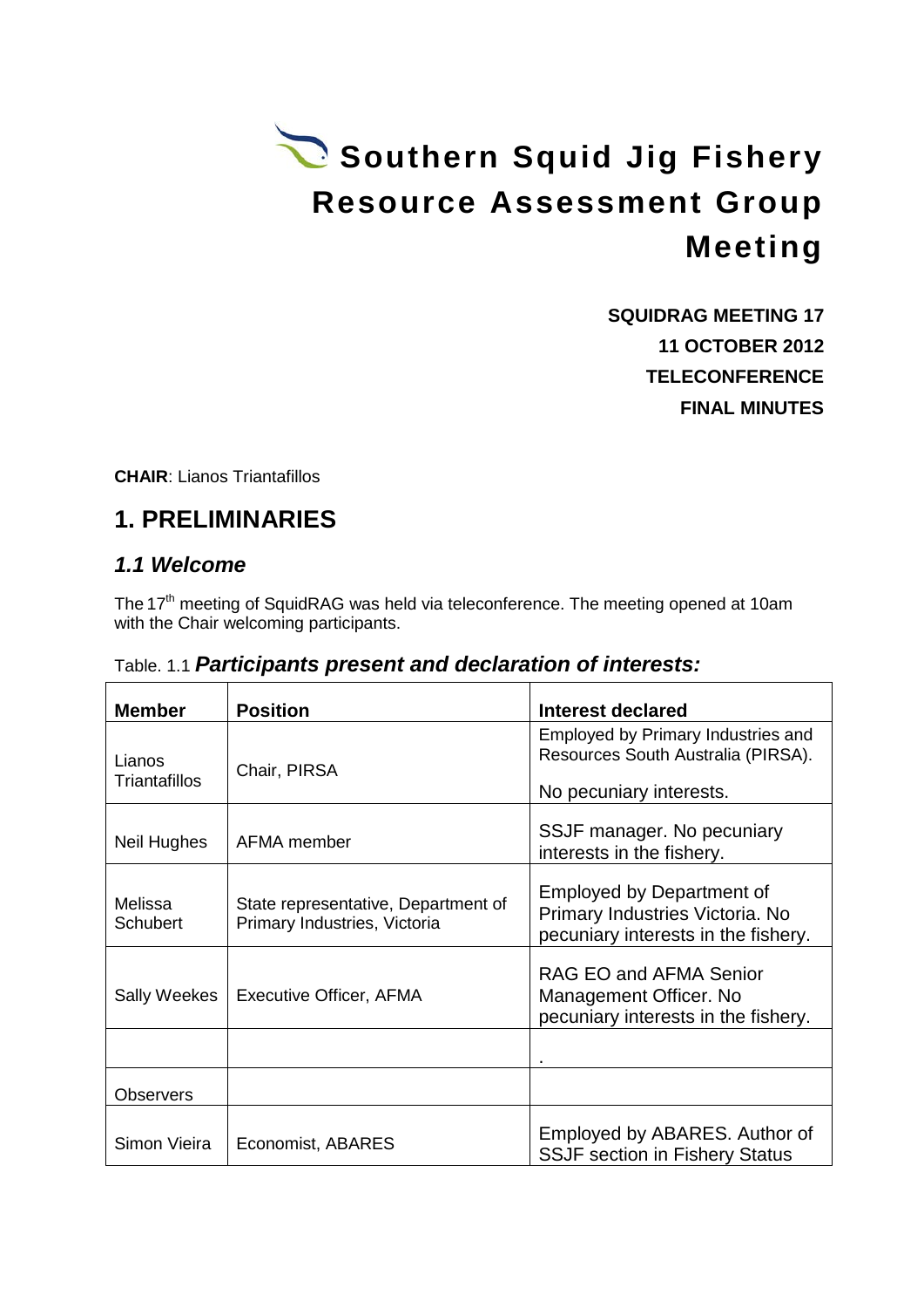# Southern Squid Jig Fishery Resource Assessment Group Meeting

**SQUIDRAG MEETING 17**

**11 OCTOBER 2012**

**TELECONFERENCE**

**FINAL MINUTES**

**CHAIR**: Lianos Triantafillos

## 1. PRELIMINARIES

### *1.1 Welcome*

The 17th meeting of SquidRAG was held via teleconference. The meeting opened at 10am with the Chair welcoming participants.

Table. 1.1 ***Participants present and declaration of interests:***

| Member | Position | Interest declared |
|---|---|---|
| Lianos Triantafillos | Chair, PIRSA | Employed by Primary Industries and Resources South Australia (PIRSA). No pecuniary interests. |
| Neil Hughes | AFMA member | SSJF manager. No pecuniary interests in the fishery. |
| Melissa Schubert | State representative, Department of Primary Industries, Victoria | Employed by Department of Primary Industries Victoria. No pecuniary interests in the fishery. |
| Sally Weekes | Executive Officer, AFMA | RAG EO and AFMA Senior Management Officer. No pecuniary interests in the fishery. |
| | | . |
| Observers | | |
| Simon Vieira | Economist, ABARES | Employed by ABARES. Author of SSJF section in Fishery Status |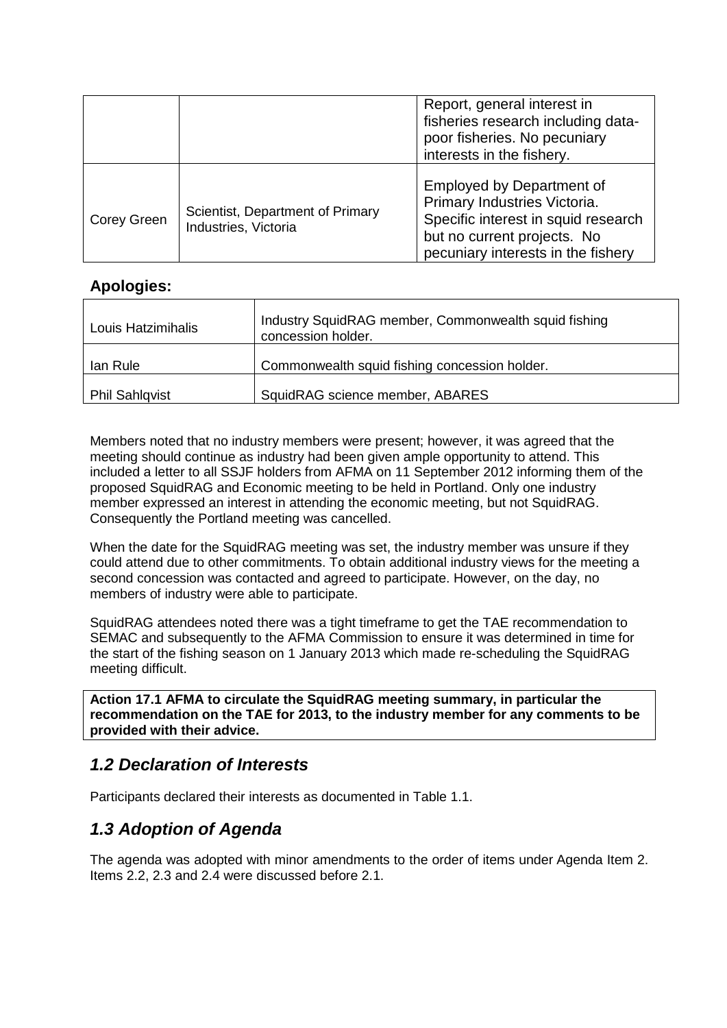| | | |
|---|---|---|
| | | Report, general interest in fisheries research including data-poor fisheries. No pecuniary interests in the fishery. |
| Corey Green | Scientist, Department of Primary Industries, Victoria | Employed by Department of Primary Industries Victoria. Specific interest in squid research but no current projects. No pecuniary interests in the fishery |

**Apologies:**

| | |
|---|---|
| Louis Hatzimihalis | Industry SquidRAG member, Commonwealth squid fishing concession holder. |
| Ian Rule | Commonwealth squid fishing concession holder. |
| Phil Sahlqvist | SquidRAG science member, ABARES |

Members noted that no industry members were present; however, it was agreed that the meeting should continue as industry had been given ample opportunity to attend. This included a letter to all SSJF holders from AFMA on 11 September 2012 informing them of the proposed SquidRAG and Economic meeting to be held in Portland. Only one industry member expressed an interest in attending the economic meeting, but not SquidRAG. Consequently the Portland meeting was cancelled.

When the date for the SquidRAG meeting was set, the industry member was unsure if they could attend due to other commitments. To obtain additional industry views for the meeting a second concession was contacted and agreed to participate. However, on the day, no members of industry were able to participate.

SquidRAG attendees noted there was a tight timeframe to get the TAE recommendation to SEMAC and subsequently to the AFMA Commission to ensure it was determined in time for the start of the fishing season on 1 January 2013 which made re-scheduling the SquidRAG meeting difficult.

**Action 17.1 AFMA to circulate the SquidRAG meeting summary, in particular the recommendation on the TAE for 2013, to the industry member for any comments to be provided with their advice.**

## *1.2 Declaration of Interests*

Participants declared their interests as documented in Table 1.1.

## *1.3 Adoption of Agenda*

The agenda was adopted with minor amendments to the order of items under Agenda Item 2. Items 2.2, 2.3 and 2.4 were discussed before 2.1.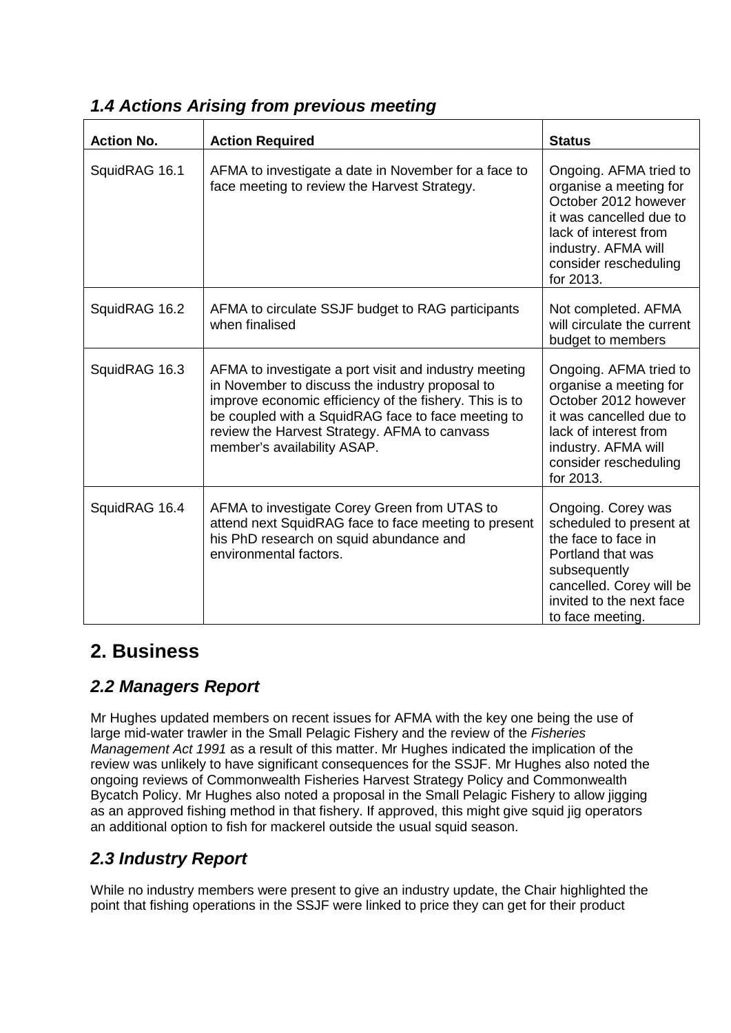### *1.4 Actions Arising from previous meeting*

| Action No. | Action Required | Status |
|---|---|---|
| SquidRAG 16.1 | AFMA to investigate a date in November for a face to face meeting to review the Harvest Strategy. | Ongoing. AFMA tried to organise a meeting for October 2012 however it was cancelled due to lack of interest from industry. AFMA will consider rescheduling for 2013. |
| SquidRAG 16.2 | AFMA to circulate SSJF budget to RAG participants when finalised | Not completed. AFMA will circulate the current budget to members |
| SquidRAG 16.3 | AFMA to investigate a port visit and industry meeting in November to discuss the industry proposal to improve economic efficiency of the fishery. This is to be coupled with a SquidRAG face to face meeting to review the Harvest Strategy. AFMA to canvass member's availability ASAP. | Ongoing. AFMA tried to organise a meeting for October 2012 however it was cancelled due to lack of interest from industry. AFMA will consider rescheduling for 2013. |
| SquidRAG 16.4 | AFMA to investigate Corey Green from UTAS to attend next SquidRAG face to face meeting to present his PhD research on squid abundance and environmental factors. | Ongoing. Corey was scheduled to present at the face to face in Portland that was subsequently cancelled. Corey will be invited to the next face to face meeting. |

## 2. Business

### *2.2 Managers Report*

Mr Hughes updated members on recent issues for AFMA with the key one being the use of large mid-water trawler in the Small Pelagic Fishery and the review of the *Fisheries Management Act 1991* as a result of this matter. Mr Hughes indicated the implication of the review was unlikely to have significant consequences for the SSJF. Mr Hughes also noted the ongoing reviews of Commonwealth Fisheries Harvest Strategy Policy and Commonwealth Bycatch Policy. Mr Hughes also noted a proposal in the Small Pelagic Fishery to allow jigging as an approved fishing method in that fishery. If approved, this might give squid jig operators an additional option to fish for mackerel outside the usual squid season.

### *2.3 Industry Report*

While no industry members were present to give an industry update, the Chair highlighted the point that fishing operations in the SSJF were linked to price they can get for their product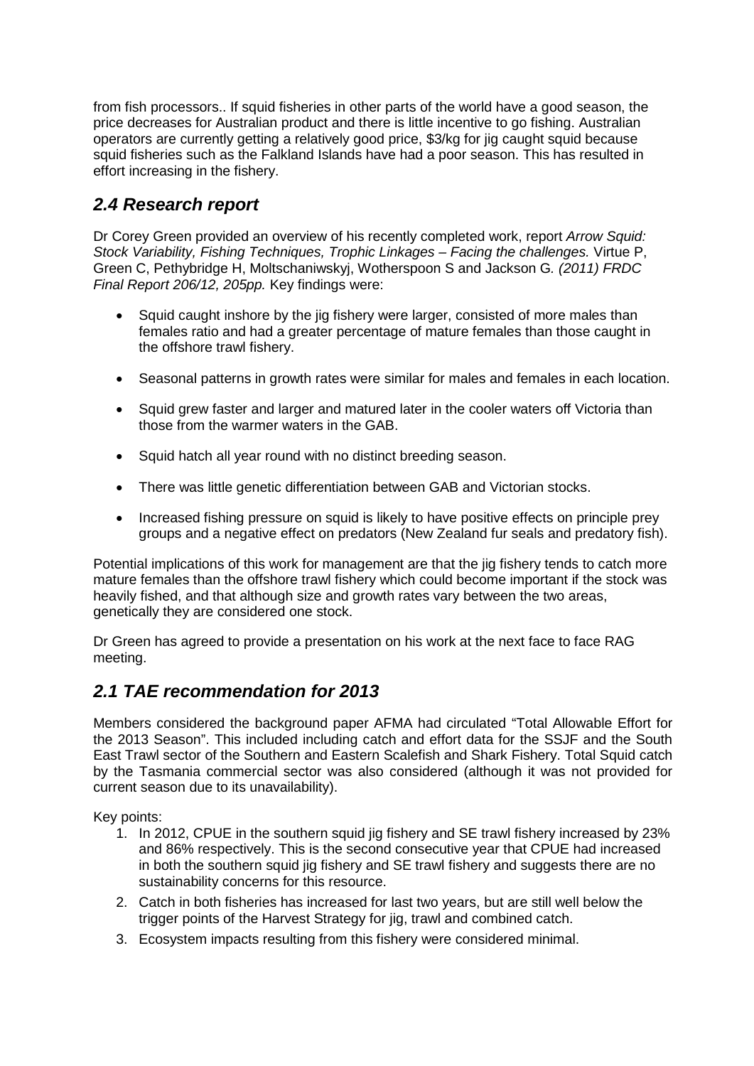from fish processors.. If squid fisheries in other parts of the world have a good season, the price decreases for Australian product and there is little incentive to go fishing. Australian operators are currently getting a relatively good price, $3/kg for jig caught squid because squid fisheries such as the Falkland Islands have had a poor season. This has resulted in effort increasing in the fishery.

## *2.4 Research report*

Dr Corey Green provided an overview of his recently completed work, report *Arrow Squid: Stock Variability, Fishing Techniques, Trophic Linkages – Facing the challenges.* Virtue P, Green C, Pethybridge H, Moltschaniwskyj, Wotherspoon S and Jackson G. *(2011) FRDC Final Report 206/12, 205pp.* Key findings were:

- Squid caught inshore by the jig fishery were larger, consisted of more males than females ratio and had a greater percentage of mature females than those caught in the offshore trawl fishery.
- Seasonal patterns in growth rates were similar for males and females in each location.
- Squid grew faster and larger and matured later in the cooler waters off Victoria than those from the warmer waters in the GAB.
- Squid hatch all year round with no distinct breeding season.
- There was little genetic differentiation between GAB and Victorian stocks.
- Increased fishing pressure on squid is likely to have positive effects on principle prey groups and a negative effect on predators (New Zealand fur seals and predatory fish).

Potential implications of this work for management are that the jig fishery tends to catch more mature females than the offshore trawl fishery which could become important if the stock was heavily fished, and that although size and growth rates vary between the two areas, genetically they are considered one stock.

Dr Green has agreed to provide a presentation on his work at the next face to face RAG meeting.

## *2.1 TAE recommendation for 2013*

Members considered the background paper AFMA had circulated "Total Allowable Effort for the 2013 Season". This included including catch and effort data for the SSJF and the South East Trawl sector of the Southern and Eastern Scalefish and Shark Fishery. Total Squid catch by the Tasmania commercial sector was also considered (although it was not provided for current season due to its unavailability).

Key points:

1. In 2012, CPUE in the southern squid jig fishery and SE trawl fishery increased by 23% and 86% respectively. This is the second consecutive year that CPUE had increased in both the southern squid jig fishery and SE trawl fishery and suggests there are no sustainability concerns for this resource.
2. Catch in both fisheries has increased for last two years, but are still well below the trigger points of the Harvest Strategy for jig, trawl and combined catch.
3. Ecosystem impacts resulting from this fishery were considered minimal.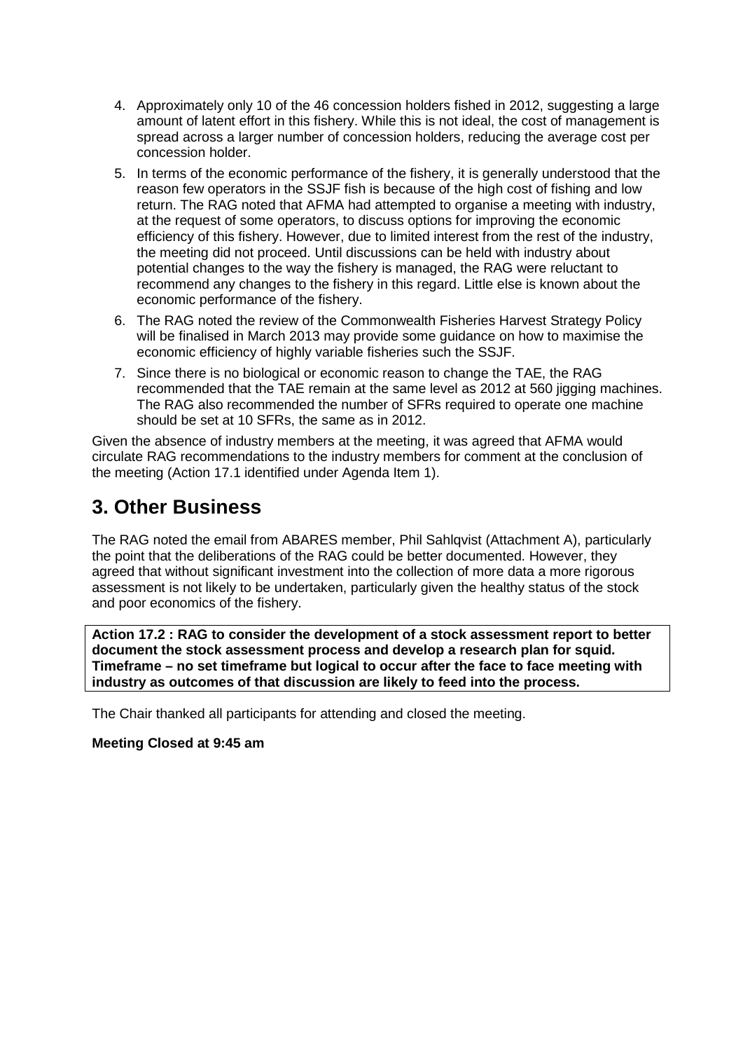4. Approximately only 10 of the 46 concession holders fished in 2012, suggesting a large amount of latent effort in this fishery. While this is not ideal, the cost of management is spread across a larger number of concession holders, reducing the average cost per concession holder.
5. In terms of the economic performance of the fishery, it is generally understood that the reason few operators in the SSJF fish is because of the high cost of fishing and low return. The RAG noted that AFMA had attempted to organise a meeting with industry, at the request of some operators, to discuss options for improving the economic efficiency of this fishery. However, due to limited interest from the rest of the industry, the meeting did not proceed. Until discussions can be held with industry about potential changes to the way the fishery is managed, the RAG were reluctant to recommend any changes to the fishery in this regard. Little else is known about the economic performance of the fishery.
6. The RAG noted the review of the Commonwealth Fisheries Harvest Strategy Policy will be finalised in March 2013 may provide some guidance on how to maximise the economic efficiency of highly variable fisheries such the SSJF.
7. Since there is no biological or economic reason to change the TAE, the RAG recommended that the TAE remain at the same level as 2012 at 560 jigging machines. The RAG also recommended the number of SFRs required to operate one machine should be set at 10 SFRs, the same as in 2012.

Given the absence of industry members at the meeting, it was agreed that AFMA would circulate RAG recommendations to the industry members for comment at the conclusion of the meeting (Action 17.1 identified under Agenda Item 1).

# 3. Other Business

The RAG noted the email from ABARES member, Phil Sahlqvist (Attachment A), particularly the point that the deliberations of the RAG could be better documented. However, they agreed that without significant investment into the collection of more data a more rigorous assessment is not likely to be undertaken, particularly given the healthy status of the stock and poor economics of the fishery.

**Action 17.2 : RAG to consider the development of a stock assessment report to better document the stock assessment process and develop a research plan for squid. Timeframe – no set timeframe but logical to occur after the face to face meeting with industry as outcomes of that discussion are likely to feed into the process.**

The Chair thanked all participants for attending and closed the meeting.

**Meeting Closed at 9:45 am**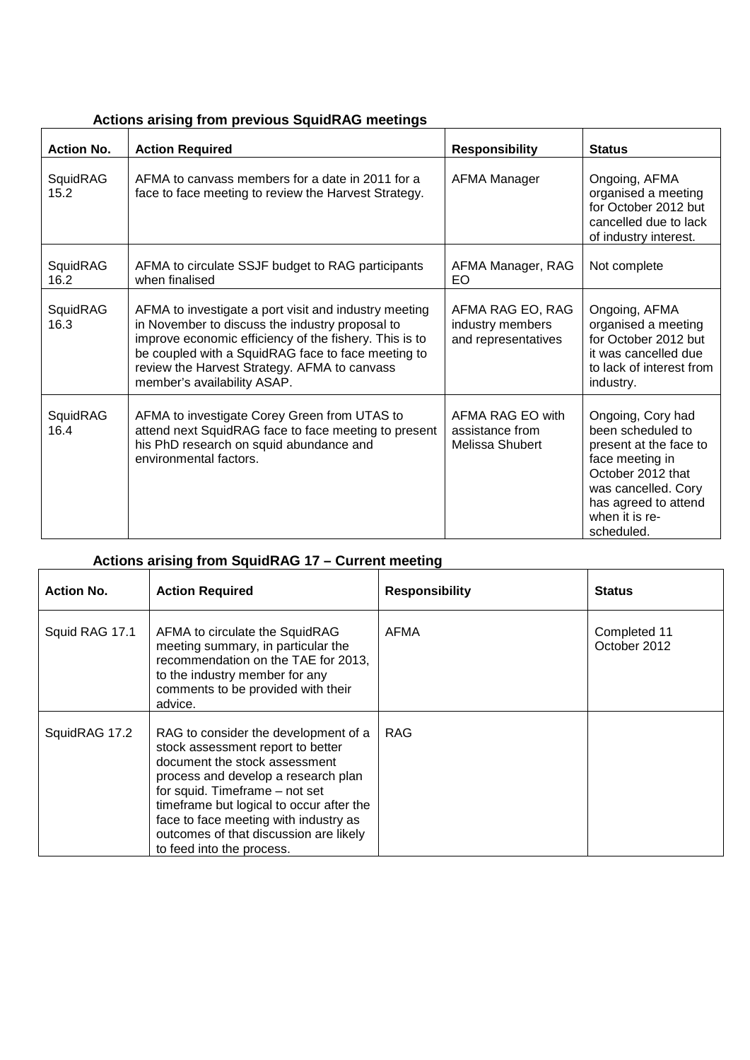**Actions arising from previous SquidRAG meetings**

| Action No. | Action Required | Responsibility | Status |
|---|---|---|---|
| SquidRAG 15.2 | AFMA to canvass members for a date in 2011 for a face to face meeting to review the Harvest Strategy. | AFMA Manager | Ongoing, AFMA organised a meeting for October 2012 but cancelled due to lack of industry interest. |
| SquidRAG 16.2 | AFMA to circulate SSJF budget to RAG participants when finalised | AFMA Manager, RAG EO | Not complete |
| SquidRAG 16.3 | AFMA to investigate a port visit and industry meeting in November to discuss the industry proposal to improve economic efficiency of the fishery. This is to be coupled with a SquidRAG face to face meeting to review the Harvest Strategy. AFMA to canvass member's availability ASAP. | AFMA RAG EO, RAG industry members and representatives | Ongoing, AFMA organised a meeting for October 2012 but it was cancelled due to lack of interest from industry. |
| SquidRAG 16.4 | AFMA to investigate Corey Green from UTAS to attend next SquidRAG face to face meeting to present his PhD research on squid abundance and environmental factors. | AFMA RAG EO with assistance from Melissa Shubert | Ongoing, Cory had been scheduled to present at the face to face meeting in October 2012 that was cancelled. Cory has agreed to attend when it is re-scheduled. |

**Actions arising from SquidRAG 17 – Current meeting**

| Action No. | Action Required | Responsibility | Status |
|---|---|---|---|
| Squid RAG 17.1 | AFMA to circulate the SquidRAG meeting summary, in particular the recommendation on the TAE for 2013, to the industry member for any comments to be provided with their advice. | AFMA | Completed 11 October 2012 |
| SquidRAG 17.2 | RAG to consider the development of a stock assessment report to better document the stock assessment process and develop a research plan for squid. Timeframe – not set timeframe but logical to occur after the face to face meeting with industry as outcomes of that discussion are likely to feed into the process. | RAG | |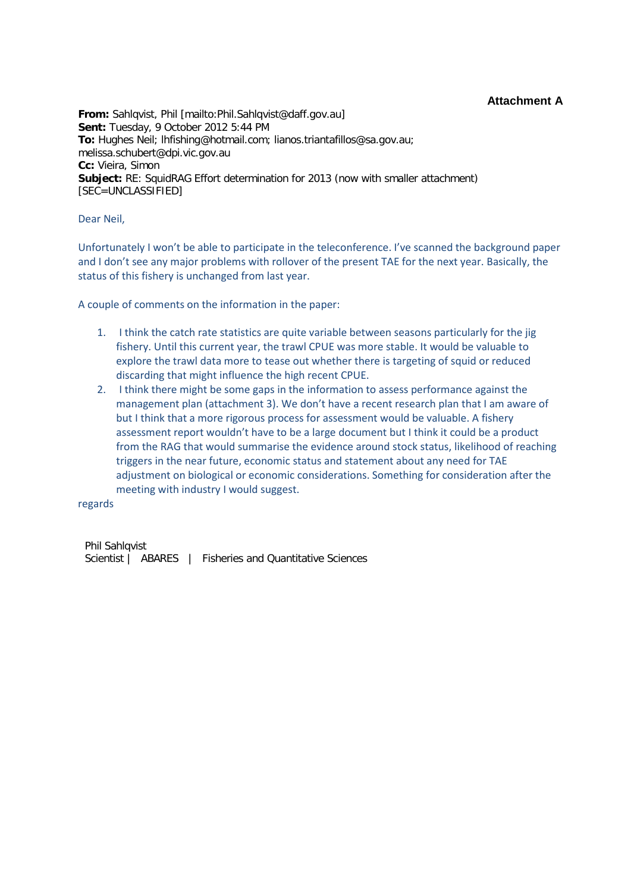**Attachment A**

**From:** Sahlqvist, Phil [mailto:Phil.Sahlqvist@daff.gov.au]
**Sent:** Tuesday, 9 October 2012 5:44 PM
**To:** Hughes Neil; lhfishing@hotmail.com; lianos.triantafillos@sa.gov.au; melissa.schubert@dpi.vic.gov.au
**Cc:** Vieira, Simon
**Subject:** RE: SquidRAG Effort determination for 2013 (now with smaller attachment) [SEC=UNCLASSIFIED]

Dear Neil,

Unfortunately I won't be able to participate in the teleconference. I've scanned the background paper and I don't see any major problems with rollover of the present TAE for the next year. Basically, the status of this fishery is unchanged from last year.

A couple of comments on the information in the paper:

1. I think the catch rate statistics are quite variable between seasons particularly for the jig fishery. Until this current year, the trawl CPUE was more stable. It would be valuable to explore the trawl data more to tease out whether there is targeting of squid or reduced discarding that might influence the high recent CPUE.
2. I think there might be some gaps in the information to assess performance against the management plan (attachment 3). We don't have a recent research plan that I am aware of but I think that a more rigorous process for assessment would be valuable. A fishery assessment report wouldn't have to be a large document but I think it could be a product from the RAG that would summarise the evidence around stock status, likelihood of reaching triggers in the near future, economic status and statement about any need for TAE adjustment on biological or economic considerations. Something for consideration after the meeting with industry I would suggest.

regards

Phil Sahlqvist
Scientist | ABARES | Fisheries and Quantitative Sciences